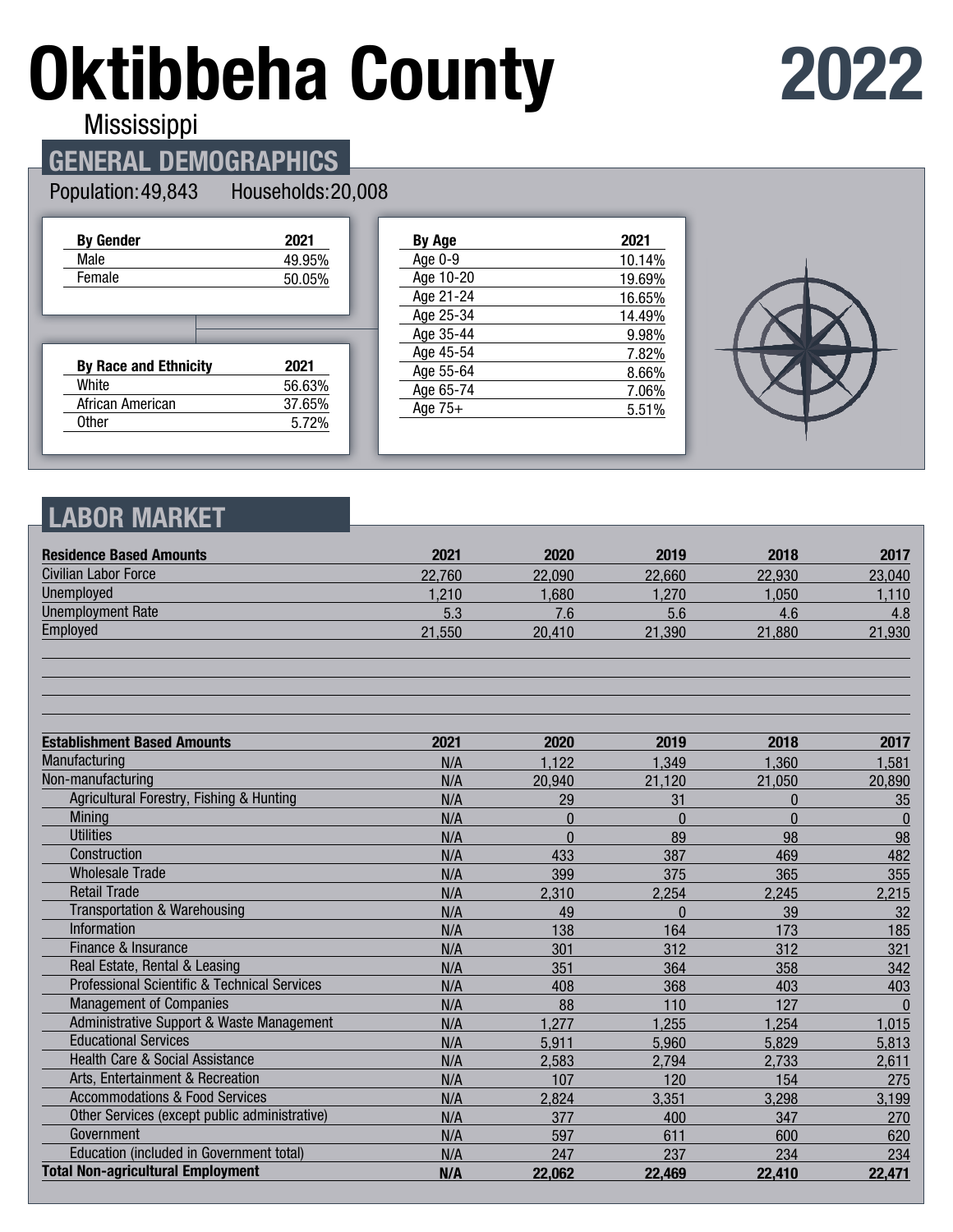# Oktibbeha County

Mississippi

# 2022

## GENERAL DEMOGRAPHICS

Population: 49,843 Households: 20,008

| By Gender | 2021 |
|---|---|
| Male | 49.95% |
| Female | 50.05% |

| By Race and Ethnicity | 2021 |
|---|---|
| White | 56.63% |
| African American | 37.65% |
| Other | 5.72% |

| By Age | 2021 |
|---|---|
| Age 0-9 | 10.14% |
| Age 10-20 | 19.69% |
| Age 21-24 | 16.65% |
| Age 25-34 | 14.49% |
| Age 35-44 | 9.98% |
| Age 45-54 | 7.82% |
| Age 55-64 | 8.66% |
| Age 65-74 | 7.06% |
| Age 75+ | 5.51% |

## LABOR MARKET

| Residence Based Amounts | 2021 | 2020 | 2019 | 2018 | 2017 |
|---|---|---|---|---|---|
| Civilian Labor Force | 22,760 | 22,090 | 22,660 | 22,930 | 23,040 |
| Unemployed | 1,210 | 1,680 | 1,270 | 1,050 | 1,110 |
| Unemployment Rate | 5.3 | 7.6 | 5.6 | 4.6 | 4.8 |
| Employed | 21,550 | 20,410 | 21,390 | 21,880 | 21,930 |

| Establishment Based Amounts | 2021 | 2020 | 2019 | 2018 | 2017 |
|---|---|---|---|---|---|
| Manufacturing | N/A | 1,122 | 1,349 | 1,360 | 1,581 |
| Non-manufacturing | N/A | 20,940 | 21,120 | 21,050 | 20,890 |
| Agricultural Forestry, Fishing & Hunting | N/A | 29 | 31 | 0 | 35 |
| Mining | N/A | 0 | 0 | 0 | 0 |
| Utilities | N/A | 0 | 89 | 98 | 98 |
| Construction | N/A | 433 | 387 | 469 | 482 |
| Wholesale Trade | N/A | 399 | 375 | 365 | 355 |
| Retail Trade | N/A | 2,310 | 2,254 | 2,245 | 2,215 |
| Transportation & Warehousing | N/A | 49 | 0 | 39 | 32 |
| Information | N/A | 138 | 164 | 173 | 185 |
| Finance & Insurance | N/A | 301 | 312 | 312 | 321 |
| Real Estate, Rental & Leasing | N/A | 351 | 364 | 358 | 342 |
| Professional Scientific & Technical Services | N/A | 408 | 368 | 403 | 403 |
| Management of Companies | N/A | 88 | 110 | 127 | 0 |
| Administrative Support & Waste Management | N/A | 1,277 | 1,255 | 1,254 | 1,015 |
| Educational Services | N/A | 5,911 | 5,960 | 5,829 | 5,813 |
| Health Care & Social Assistance | N/A | 2,583 | 2,794 | 2,733 | 2,611 |
| Arts, Entertainment & Recreation | N/A | 107 | 120 | 154 | 275 |
| Accommodations & Food Services | N/A | 2,824 | 3,351 | 3,298 | 3,199 |
| Other Services (except public administrative) | N/A | 377 | 400 | 347 | 270 |
| Government | N/A | 597 | 611 | 600 | 620 |
| Education (included in Government total) | N/A | 247 | 237 | 234 | 234 |
| **Total Non-agricultural Employment** | **N/A** | **22,062** | **22,469** | **22,410** | **22,471** |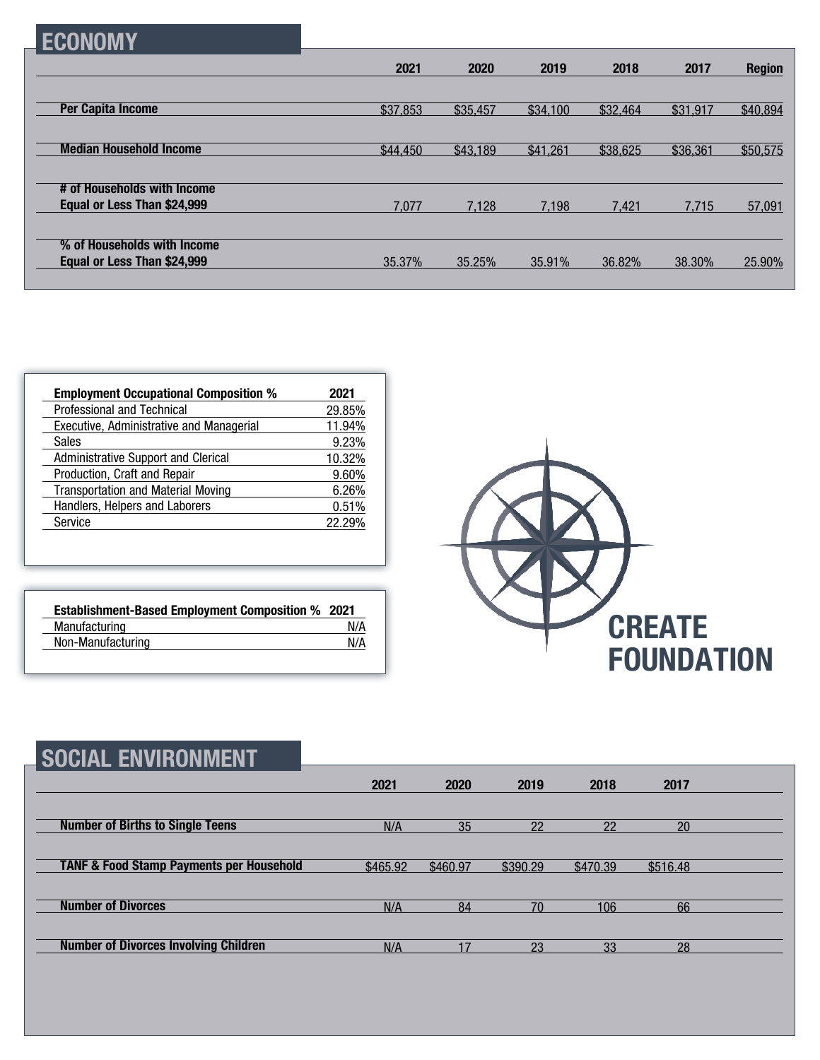## ECONOMY

| | 2021 | 2020 | 2019 | 2018 | 2017 | Region |
|---|---|---|---|---|---|---|
| **Per Capita Income** | $37,853 | $35,457 | $34,100 | $32,464 | $31,917 | $40,894 |
| **Median Household Income** | $44,450 | $43,189 | $41,261 | $38,625 | $36,361 | $50,575 |
| **# of Households with Income Equal or Less Than $24,999** | 7,077 | 7,128 | 7,198 | 7,421 | 7,715 | 57,091 |
| **% of Households with Income Equal or Less Than $24,999** | 35.37% | 35.25% | 35.91% | 36.82% | 38.30% | 25.90% |

| Employment Occupational Composition % | 2021 |
|---|---|
| Professional and Technical | 29.85% |
| Executive, Administrative and Managerial | 11.94% |
| Sales | 9.23% |
| Administrative Support and Clerical | 10.32% |
| Production, Craft and Repair | 9.60% |
| Transportation and Material Moving | 6.26% |
| Handlers, Helpers and Laborers | 0.51% |
| Service | 22.29% |

| Establishment-Based Employment Composition % | 2021 |
|---|---|
| Manufacturing | N/A |
| Non-Manufacturing | N/A |

**CREATE FOUNDATION**

## SOCIAL ENVIRONMENT

| | 2021 | 2020 | 2019 | 2018 | 2017 |
|---|---|---|---|---|---|
| **Number of Births to Single Teens** | N/A | 35 | 22 | 22 | 20 |
| **TANF & Food Stamp Payments per Household** | $465.92 | $460.97 | $390.29 | $470.39 | $516.48 |
| **Number of Divorces** | N/A | 84 | 70 | 106 | 66 |
| **Number of Divorces Involving Children** | N/A | 17 | 23 | 33 | 28 |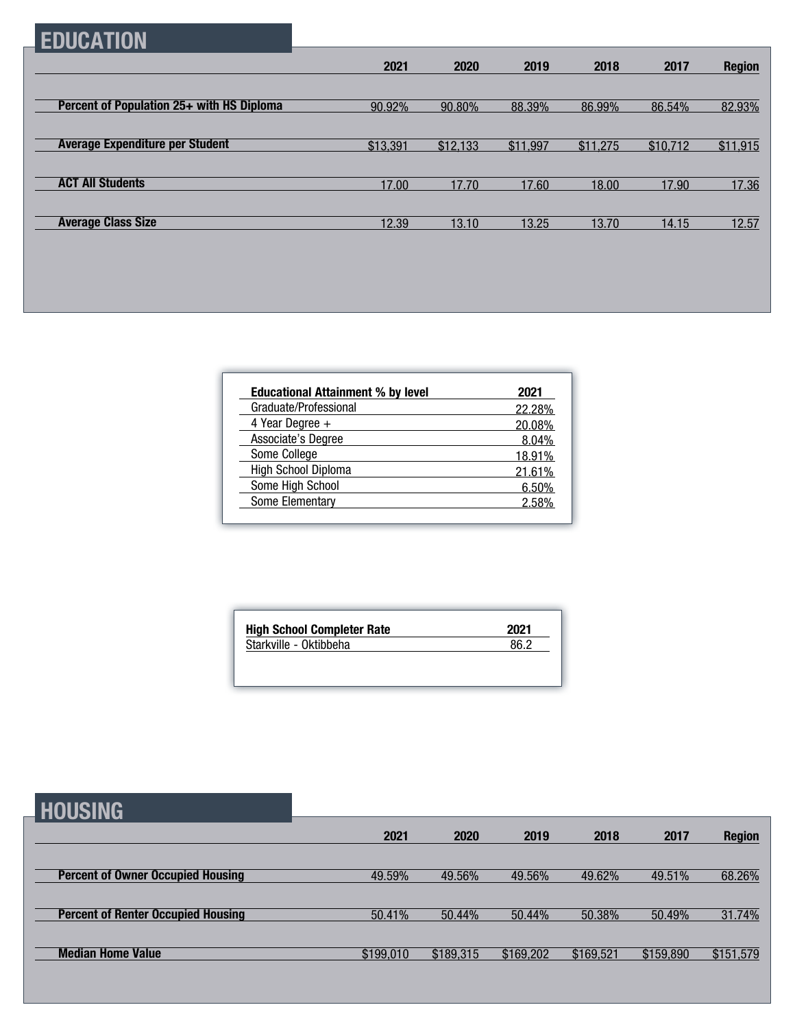## EDUCATION

| | 2021 | 2020 | 2019 | 2018 | 2017 | Region |
|---|---|---|---|---|---|---|
| **Percent of Population 25+ with HS Diploma** | 90.92% | 90.80% | 88.39% | 86.99% | 86.54% | 82.93% |
| **Average Expenditure per Student** | $13,391 | $12,133 | $11,997 | $11,275 | $10,712 | $11,915 |
| **ACT All Students** | 17.00 | 17.70 | 17.60 | 18.00 | 17.90 | 17.36 |
| **Average Class Size** | 12.39 | 13.10 | 13.25 | 13.70 | 14.15 | 12.57 |

| Educational Attainment % by level | 2021 |
|---|---|
| Graduate/Professional | 22.28% |
| 4 Year Degree + | 20.08% |
| Associate's Degree | 8.04% |
| Some College | 18.91% |
| High School Diploma | 21.61% |
| Some High School | 6.50% |
| Some Elementary | 2.58% |

| High School Completer Rate | 2021 |
|---|---|
| Starkville - Oktibbeha | 86.2 |

## HOUSING

| | 2021 | 2020 | 2019 | 2018 | 2017 | Region |
|---|---|---|---|---|---|---|
| **Percent of Owner Occupied Housing** | 49.59% | 49.56% | 49.56% | 49.62% | 49.51% | 68.26% |
| **Percent of Renter Occupied Housing** | 50.41% | 50.44% | 50.44% | 50.38% | 50.49% | 31.74% |
| **Median Home Value** | $199,010 | $189,315 | $169,202 | $169,521 | $159,890 | $151,579 |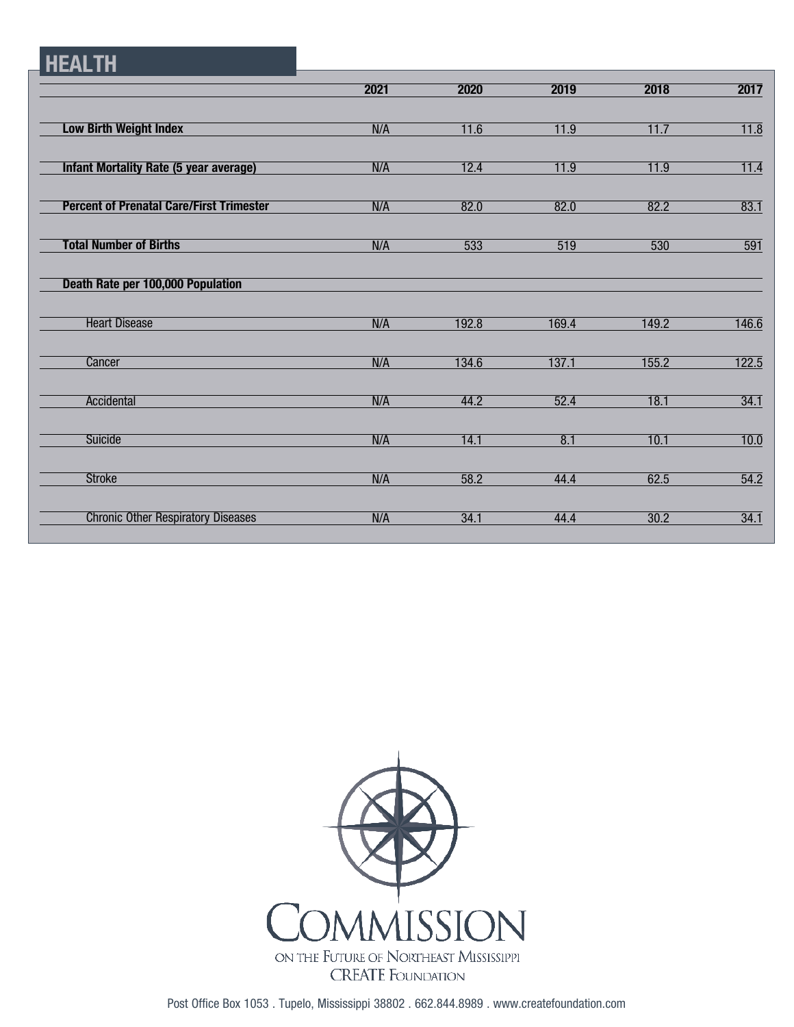## HEALTH

| | 2021 | 2020 | 2019 | 2018 | 2017 |
|---|---|---|---|---|---|
| **Low Birth Weight Index** | N/A | 11.6 | 11.9 | 11.7 | 11.8 |
| **Infant Mortality Rate (5 year average)** | N/A | 12.4 | 11.9 | 11.9 | 11.4 |
| **Percent of Prenatal Care/First Trimester** | N/A | 82.0 | 82.0 | 82.2 | 83.1 |
| **Total Number of Births** | N/A | 533 | 519 | 530 | 591 |
| **Death Rate per 100,000 Population** | | | | | |
| Heart Disease | N/A | 192.8 | 169.4 | 149.2 | 146.6 |
| Cancer | N/A | 134.6 | 137.1 | 155.2 | 122.5 |
| Accidental | N/A | 44.2 | 52.4 | 18.1 | 34.1 |
| Suicide | N/A | 14.1 | 8.1 | 10.1 | 10.0 |
| Stroke | N/A | 58.2 | 44.4 | 62.5 | 54.2 |
| Chronic Other Respiratory Diseases | N/A | 34.1 | 44.4 | 30.2 | 34.1 |

COMMISSION
ON THE FUTURE OF NORTHEAST MISSISSIPPI
CREATE FOUNDATION

Post Office Box 1053 . Tupelo, Mississippi 38802 . 662.844.8989 . www.createfoundation.com